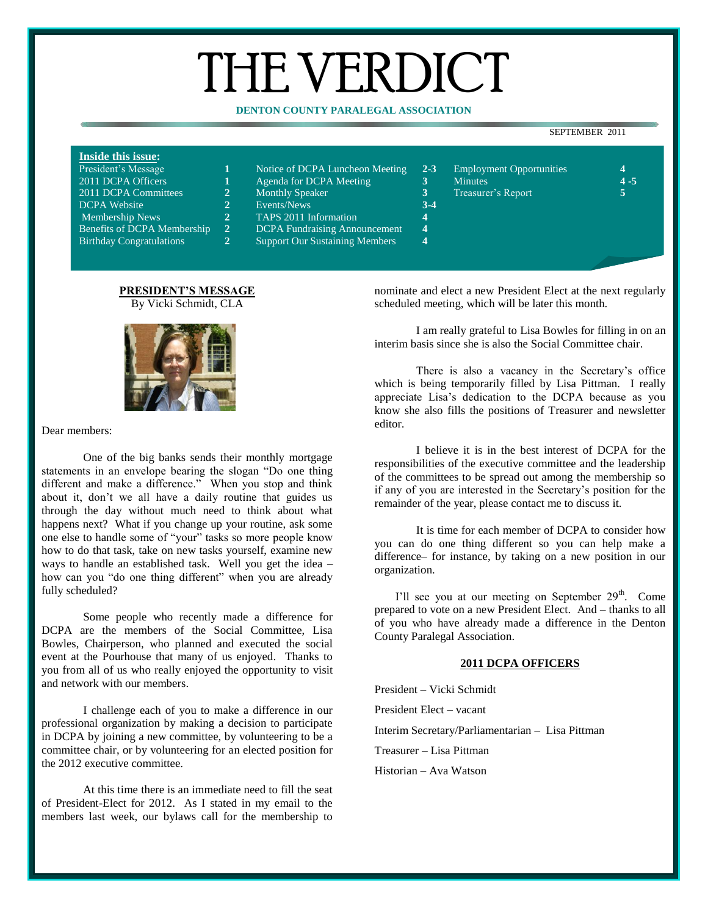# THE VERDICT

**DENTON COUNTY PARALEGAL ASSOCIATION**

SEPTEMBER 2011

**Inside this issue:**

| | | | | | |
|---|---|---|---|---|---|
| President's Message | 1 | Notice of DCPA Luncheon Meeting | 2-3 | Employment Opportunities | 4 |
| 2011 DCPA Officers | 1 | Agenda for DCPA Meeting | 3 | Minutes | 4-5 |
| 2011 DCPA Committees | 2 | Monthly Speaker | 3 | Treasurer's Report | 5 |
| DCPA Website | 2 | Events/News | 3-4 | | |
| Membership News | 2 | TAPS 2011 Information | 4 | | |
| Benefits of DCPA Membership | 2 | DCPA Fundraising Announcement | 4 | | |
| Birthday Congratulations | 2 | Support Our Sustaining Members | 4 | | |

## PRESIDENT'S MESSAGE

By Vicki Schmidt, CLA

Dear members:

One of the big banks sends their monthly mortgage statements in an envelope bearing the slogan "Do one thing different and make a difference." When you stop and think about it, don't we all have a daily routine that guides us through the day without much need to think about what happens next? What if you change up your routine, ask some one else to handle some of "your" tasks so more people know how to do that task, take on new tasks yourself, examine new ways to handle an established task. Well you get the idea – how can you "do one thing different" when you are already fully scheduled?

Some people who recently made a difference for DCPA are the members of the Social Committee, Lisa Bowles, Chairperson, who planned and executed the social event at the Pourhouse that many of us enjoyed. Thanks to you from all of us who really enjoyed the opportunity to visit and network with our members.

I challenge each of you to make a difference in our professional organization by making a decision to participate in DCPA by joining a new committee, by volunteering to be a committee chair, or by volunteering for an elected position for the 2012 executive committee.

At this time there is an immediate need to fill the seat of President-Elect for 2012. As I stated in my email to the members last week, our bylaws call for the membership to nominate and elect a new President Elect at the next regularly scheduled meeting, which will be later this month.

I am really grateful to Lisa Bowles for filling in on an interim basis since she is also the Social Committee chair.

There is also a vacancy in the Secretary's office which is being temporarily filled by Lisa Pittman. I really appreciate Lisa's dedication to the DCPA because as you know she also fills the positions of Treasurer and newsletter editor.

I believe it is in the best interest of DCPA for the responsibilities of the executive committee and the leadership of the committees to be spread out among the membership so if any of you are interested in the Secretary's position for the remainder of the year, please contact me to discuss it.

It is time for each member of DCPA to consider how you can do one thing different so you can help make a difference– for instance, by taking on a new position in our organization.

I'll see you at our meeting on September 29th. Come prepared to vote on a new President Elect. And – thanks to all of you who have already made a difference in the Denton County Paralegal Association.

## 2011 DCPA OFFICERS

President – Vicki Schmidt

President Elect – vacant

Interim Secretary/Parliamentarian – Lisa Pittman

Treasurer – Lisa Pittman

Historian – Ava Watson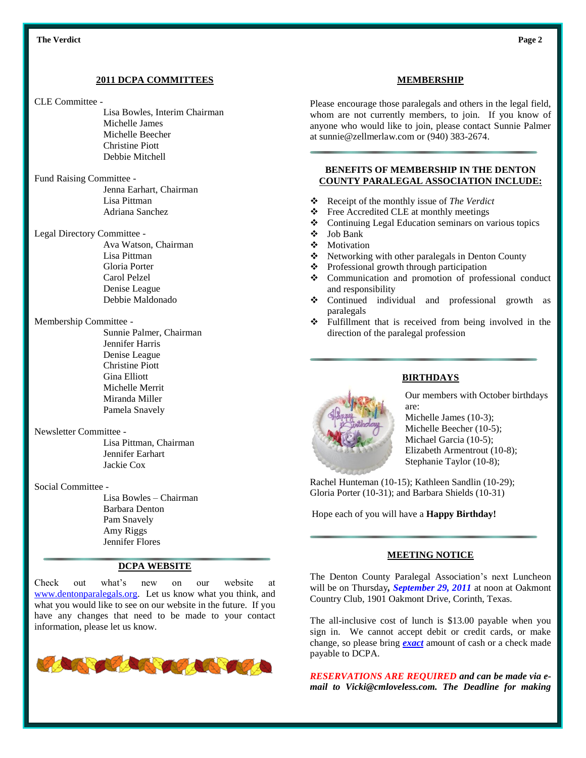## 2011 DCPA COMMITTEES

CLE Committee -

Lisa Bowles, Interim Chairman
Michelle James
Michelle Beecher
Christine Piott
Debbie Mitchell

Fund Raising Committee -

Jenna Earhart, Chairman
Lisa Pittman
Adriana Sanchez

Legal Directory Committee -

Ava Watson, Chairman
Lisa Pittman
Gloria Porter
Carol Pelzel
Denise League
Debbie Maldonado

Membership Committee -

Sunnie Palmer, Chairman
Jennifer Harris
Denise League
Christine Piott
Gina Elliott
Michelle Merrit
Miranda Miller
Pamela Snavely

Newsletter Committee -

Lisa Pittman, Chairman
Jennifer Earhart
Jackie Cox

Social Committee -

Lisa Bowles – Chairman
Barbara Denton
Pam Snavely
Amy Riggs
Jennifer Flores

## DCPA WEBSITE

Check out what's new on our website at www.dentonparalegals.org. Let us know what you think, and what you would like to see on our website in the future. If you have any changes that need to be made to your contact information, please let us know.

## MEMBERSHIP

Please encourage those paralegals and others in the legal field, whom are not currently members, to join. If you know of anyone who would like to join, please contact Sunnie Palmer at sunnie@zellmerlaw.com or (940) 383-2674.

## BENEFITS OF MEMBERSHIP IN THE DENTON COUNTY PARALEGAL ASSOCIATION INCLUDE:

- Receipt of the monthly issue of *The Verdict*
- Free Accredited CLE at monthly meetings
- Continuing Legal Education seminars on various topics
- Job Bank
- Motivation
- Networking with other paralegals in Denton County
- Professional growth through participation
- Communication and promotion of professional conduct and responsibility
- Continued individual and professional growth as paralegals
- Fulfillment that is received from being involved in the direction of the paralegal profession

## BIRTHDAYS

Our members with October birthdays are:
Michelle James (10-3);
Michelle Beecher (10-5);
Michael Garcia (10-5);
Elizabeth Armentrout (10-8);
Stephanie Taylor (10-8);
Rachel Hunteman (10-15); Kathleen Sandlin (10-29); Gloria Porter (10-31); and Barbara Shields (10-31)

Hope each of you will have a **Happy Birthday!**

## MEETING NOTICE

The Denton County Paralegal Association's next Luncheon will be on Thursday, ***September 29, 2011*** at noon at Oakmont Country Club, 1901 Oakmont Drive, Corinth, Texas.

The all-inclusive cost of lunch is $13.00 payable when you sign in. We cannot accept debit or credit cards, or make change, so please bring ***exact*** amount of cash or a check made payable to DCPA.

***RESERVATIONS ARE REQUIRED and can be made via e-mail to Vicki@cmloveless.com. The Deadline for making***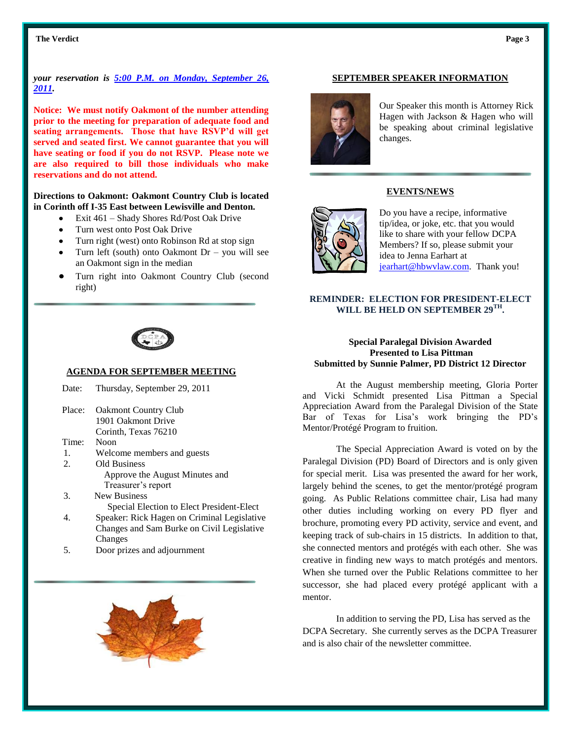*your reservation is* ***5:00 P.M. on Monday, September 26, 2011***.

**Notice: We must notify Oakmont of the number attending prior to the meeting for preparation of adequate food and seating arrangements. Those that have RSVP'd will get served and seated first. We cannot guarantee that you will have seating or food if you do not RSVP. Please note we are also required to bill those individuals who make reservations and do not attend.**

**Directions to Oakmont: Oakmont Country Club is located in Corinth off I-35 East between Lewisville and Denton.**

- Exit 461 – Shady Shores Rd/Post Oak Drive
- Turn west onto Post Oak Drive
- Turn right (west) onto Robinson Rd at stop sign
- Turn left (south) onto Oakmont Dr – you will see an Oakmont sign in the median
- Turn right into Oakmont Country Club (second right)

## AGENDA FOR SEPTEMBER MEETING

Date: Thursday, September 29, 2011

Place: Oakmont Country Club
1901 Oakmont Drive
Corinth, Texas 76210

Time: Noon

1. Welcome members and guests
2. Old Business
   Approve the August Minutes and Treasurer's report
3. New Business
   Special Election to Elect President-Elect
4. Speaker: Rick Hagen on Criminal Legislative Changes and Sam Burke on Civil Legislative Changes
5. Door prizes and adjournment

## SEPTEMBER SPEAKER INFORMATION

Our Speaker this month is Attorney Rick Hagen with Jackson & Hagen who will be speaking about criminal legislative changes.

## EVENTS/NEWS

Do you have a recipe, informative tip/idea, or joke, etc. that you would like to share with your fellow DCPA Members? If so, please submit your idea to Jenna Earhart at jearhart@hbwvlaw.com. Thank you!

**REMINDER: ELECTION FOR PRESIDENT-ELECT WILL BE HELD ON SEPTEMBER 29TH.**

### Special Paralegal Division Awarded Presented to Lisa Pittman
### Submitted by Sunnie Palmer, PD District 12 Director

At the August membership meeting, Gloria Porter and Vicki Schmidt presented Lisa Pittman a Special Appreciation Award from the Paralegal Division of the State Bar of Texas for Lisa's work bringing the PD's Mentor/Protégé Program to fruition.

The Special Appreciation Award is voted on by the Paralegal Division (PD) Board of Directors and is only given for special merit. Lisa was presented the award for her work, largely behind the scenes, to get the mentor/protégé program going. As Public Relations committee chair, Lisa had many other duties including working on every PD flyer and brochure, promoting every PD activity, service and event, and keeping track of sub-chairs in 15 districts. In addition to that, she connected mentors and protégés with each other. She was creative in finding new ways to match protégés and mentors. When she turned over the Public Relations committee to her successor, she had placed every protégé applicant with a mentor.

In addition to serving the PD, Lisa has served as the DCPA Secretary. She currently serves as the DCPA Treasurer and is also chair of the newsletter committee.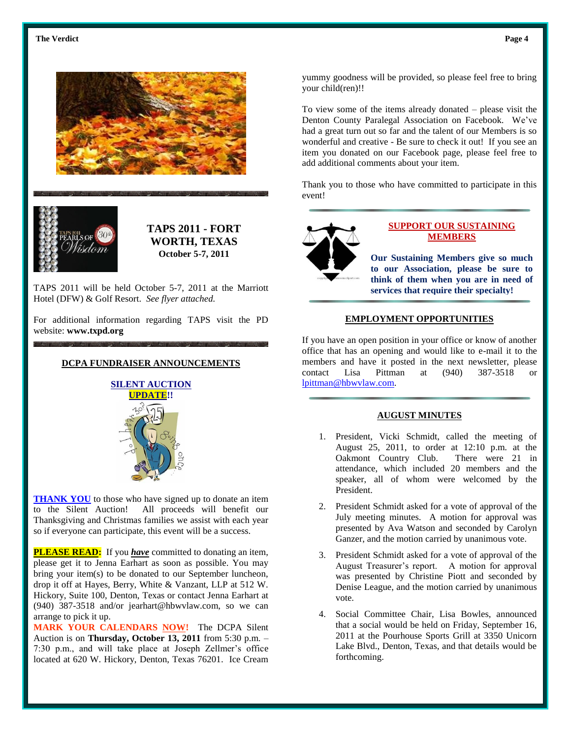## TAPS 2011 - FORT WORTH, TEXAS

**October 5-7, 2011**

TAPS 2011 will be held October 5-7, 2011 at the Marriott Hotel (DFW) & Golf Resort. *See flyer attached.*

For additional information regarding TAPS visit the PD website: **www.txpd.org**

## DCPA FUNDRAISER ANNOUNCEMENTS

### SILENT AUCTION UPDATE!!

**THANK YOU** to those who have signed up to donate an item to the Silent Auction! All proceeds will benefit our Thanksgiving and Christmas families we assist with each year so if everyone can participate, this event will be a success.

**PLEASE READ:** If you ***have*** committed to donating an item, please get it to Jenna Earhart as soon as possible. You may bring your item(s) to be donated to our September luncheon, drop it off at Hayes, Berry, White & Vanzant, LLP at 512 W. Hickory, Suite 100, Denton, Texas or contact Jenna Earhart at (940) 387-3518 and/or jearhart@hbwvlaw.com, so we can arrange to pick it up.

**MARK YOUR CALENDARS NOW!** The DCPA Silent Auction is on **Thursday, October 13, 2011** from 5:30 p.m. – 7:30 p.m., and will take place at Joseph Zellmer's office located at 620 W. Hickory, Denton, Texas 76201. Ice Cream yummy goodness will be provided, so please feel free to bring your child(ren)!!

To view some of the items already donated – please visit the Denton County Paralegal Association on Facebook. We've had a great turn out so far and the talent of our Members is so wonderful and creative - Be sure to check it out! If you see an item you donated on our Facebook page, please feel free to add additional comments about your item.

Thank you to those who have committed to participate in this event!

## SUPPORT OUR SUSTAINING MEMBERS

**Our Sustaining Members give so much to our Association, please be sure to think of them when you are in need of services that require their specialty!**

## EMPLOYMENT OPPORTUNITIES

If you have an open position in your office or know of another office that has an opening and would like to e-mail it to the members and have it posted in the next newsletter, please contact Lisa Pittman at (940) 387-3518 or lpittman@hbwvlaw.com.

## AUGUST MINUTES

1. President, Vicki Schmidt, called the meeting of August 25, 2011, to order at 12:10 p.m. at the Oakmont Country Club. There were 21 in attendance, which included 20 members and the speaker, all of whom were welcomed by the President.
2. President Schmidt asked for a vote of approval of the July meeting minutes. A motion for approval was presented by Ava Watson and seconded by Carolyn Ganzer, and the motion carried by unanimous vote.
3. President Schmidt asked for a vote of approval of the August Treasurer's report. A motion for approval was presented by Christine Piott and seconded by Denise League, and the motion carried by unanimous vote.
4. Social Committee Chair, Lisa Bowles, announced that a social would be held on Friday, September 16, 2011 at the Pourhouse Sports Grill at 3350 Unicorn Lake Blvd., Denton, Texas, and that details would be forthcoming.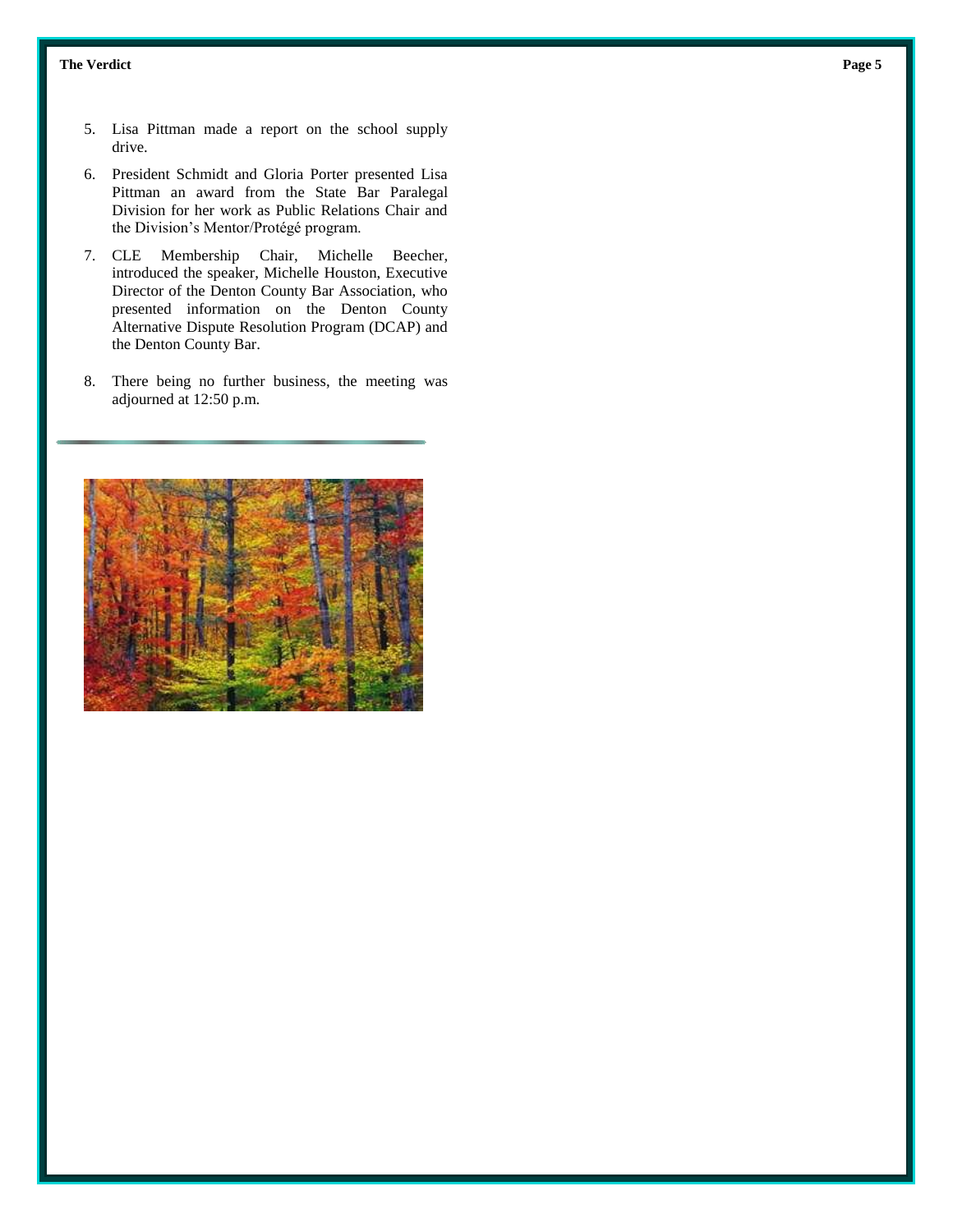5. Lisa Pittman made a report on the school supply drive.

6. President Schmidt and Gloria Porter presented Lisa Pittman an award from the State Bar Paralegal Division for her work as Public Relations Chair and the Division's Mentor/Protégé program.

7. CLE Membership Chair, Michelle Beecher, introduced the speaker, Michelle Houston, Executive Director of the Denton County Bar Association, who presented information on the Denton County Alternative Dispute Resolution Program (DCAP) and the Denton County Bar.

8. There being no further business, the meeting was adjourned at 12:50 p.m.